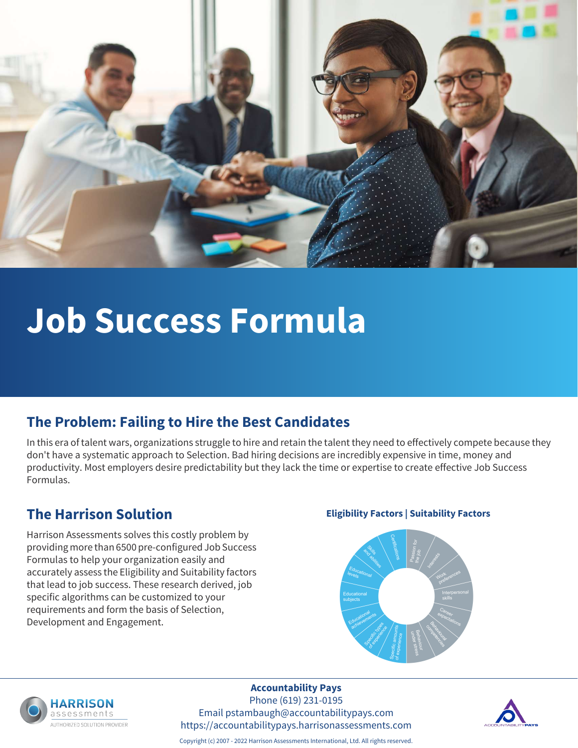# Job Success Formula

## The Problem: Failing to Hire the Best Candidates

In this era of talent wars, organizations struggle to hire and retain the talent they need to effectively compete because they don't have a systematic approach to Selection. Bad hiring decisions are incredibly expensive in time, money and productivity. Most employers desire predictability but they lack the time or expertise to create effective Job Success Formulas.

## The Harrison Solution

Harrison Assessments solves this costly problem by providing more than 6500 pre-configured Job Success Formulas to help your organization easily and accurately assess the Eligibility and Suitability factors that lead to job success. These research derived, job specific algorithms can be customized to your requirements and form the basis of Selection, Development and Engagement.

**Eligibility Factors | Suitability Factors**

Certifications, Skills and abilities, Educational levels, Educational subjects, Educational achievements, Specific types of experience, Specific amounts of experience

Passion for the job, Interests, Work preferences, Interpersonal skills, Career expectations, Behavioural competencies, Behaviour under stress

**Accountability Pays**
Phone (619) 231-0195
Email pstambaugh@accountabilitypays.com
https://accountabilitypays.harrisonassessments.com

HARRISON assessments AUTHORIZED SOLUTION PROVIDER

ACCOUNTABILITYPAYS

Copyright (c) 2007 - 2022 Harrison Assessments International, Ltd. All rights reserved.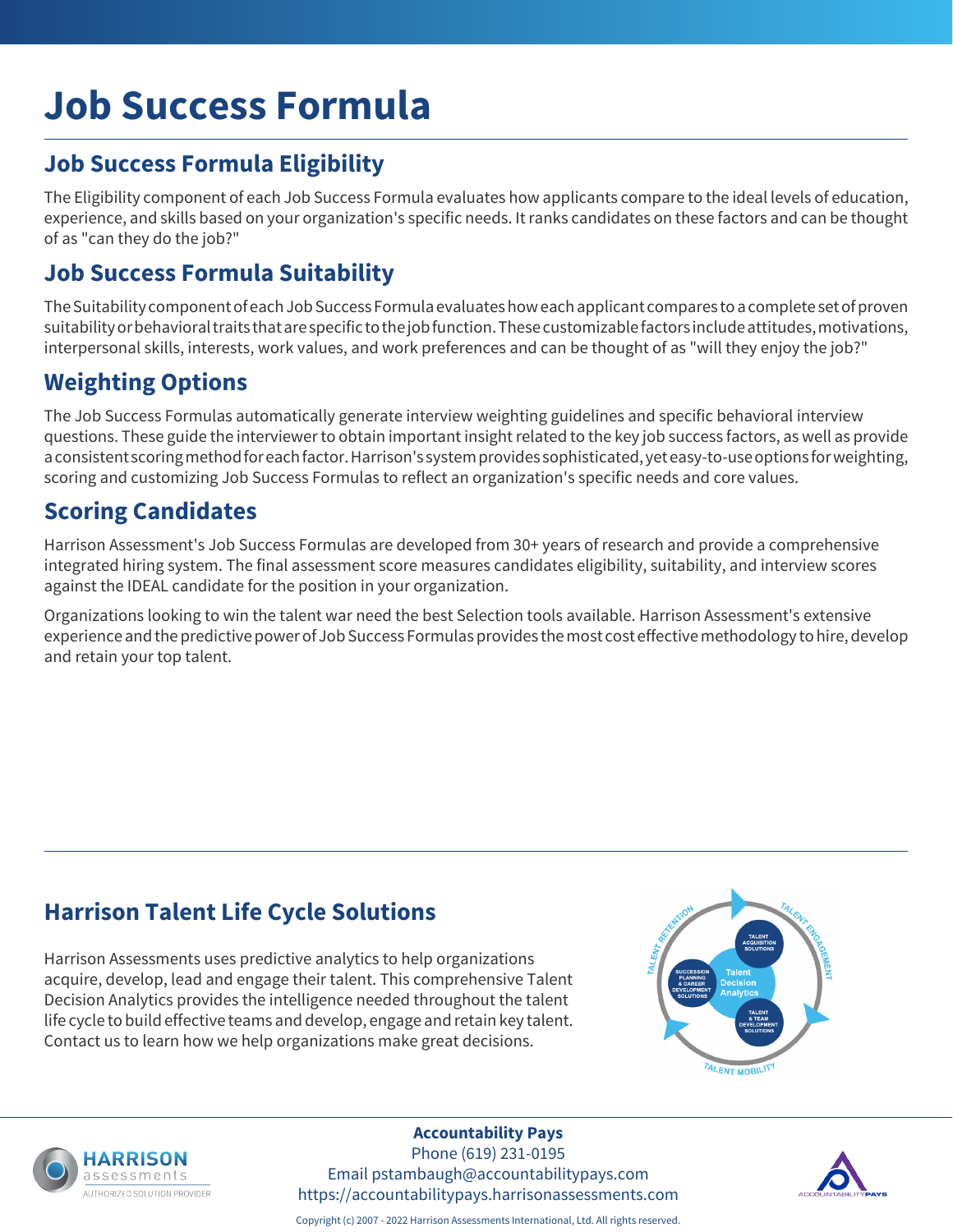# Job Success Formula

## Job Success Formula Eligibility

The Eligibility component of each Job Success Formula evaluates how applicants compare to the ideal levels of education, experience, and skills based on your organization's specific needs. It ranks candidates on these factors and can be thought of as "can they do the job?"

## Job Success Formula Suitability

The Suitability component of each Job Success Formula evaluates how each applicant compares to a complete set of proven suitability or behavioral traits that are specific to the job function. These customizable factors include attitudes, motivations, interpersonal skills, interests, work values, and work preferences and can be thought of as "will they enjoy the job?"

## Weighting Options

The Job Success Formulas automatically generate interview weighting guidelines and specific behavioral interview questions. These guide the interviewer to obtain important insight related to the key job success factors, as well as provide a consistent scoring method for each factor. Harrison's system provides sophisticated, yet easy-to-use options for weighting, scoring and customizing Job Success Formulas to reflect an organization's specific needs and core values.

## Scoring Candidates

Harrison Assessment's Job Success Formulas are developed from 30+ years of research and provide a comprehensive integrated hiring system. The final assessment score measures candidates eligibility, suitability, and interview scores against the IDEAL candidate for the position in your organization.

Organizations looking to win the talent war need the best Selection tools available. Harrison Assessment's extensive experience and the predictive power of Job Success Formulas provides the most cost effective methodology to hire, develop and retain your top talent.

## Harrison Talent Life Cycle Solutions

Harrison Assessments uses predictive analytics to help organizations acquire, develop, lead and engage their talent. This comprehensive Talent Decision Analytics provides the intelligence needed throughout the talent life cycle to build effective teams and develop, engage and retain key talent. Contact us to learn how we help organizations make great decisions.

TALENT RETENTION
TALENT ENGAGEMENT
TALENT MOBILITY
TALENT ACQUISITION SOLUTIONS
SUCCESSION PLANNING & CAREER DEVELOPMENT SOLUTIONS
Talent Decision Analytics
TALENT & TEAM DEVELOPMENT SOLUTIONS

HARRISON assessments AUTHORIZED SOLUTION PROVIDER

**Accountability Pays**
Phone (619) 231-0195
Email pstambaugh@accountabilitypays.com
https://accountabilitypays.harrisonassessments.com

ACCOUNTABILITYPAYS

Copyright (c) 2007 - 2022 Harrison Assessments International, Ltd. All rights reserved.